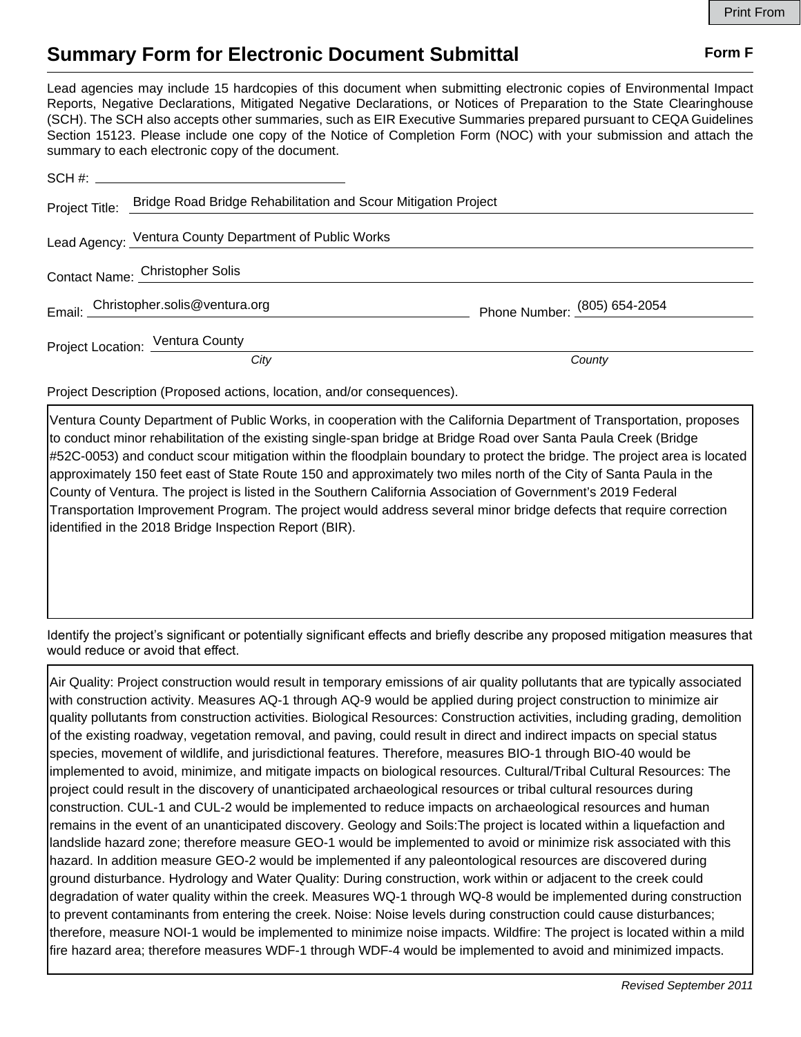# Summary Form for Electronic Document Submittal

**Form F**

Lead agencies may include 15 hardcopies of this document when submitting electronic copies of Environmental Impact Reports, Negative Declarations, Mitigated Negative Declarations, or Notices of Preparation to the State Clearinghouse (SCH). The SCH also accepts other summaries, such as EIR Executive Summaries prepared pursuant to CEQA Guidelines Section 15123. Please include one copy of the Notice of Completion Form (NOC) with your submission and attach the summary to each electronic copy of the document.

SCH #: ______________________

Project Title: Bridge Road Bridge Rehabilitation and Scour Mitigation Project

Lead Agency: Ventura County Department of Public Works

Contact Name: Christopher Solis

Email: Christopher.solis@ventura.org Phone Number: (805) 654-2054

Project Location: Ventura County

*City* *County*

Project Description (Proposed actions, location, and/or consequences).

Ventura County Department of Public Works, in cooperation with the California Department of Transportation, proposes to conduct minor rehabilitation of the existing single-span bridge at Bridge Road over Santa Paula Creek (Bridge #52C-0053) and conduct scour mitigation within the floodplain boundary to protect the bridge. The project area is located approximately 150 feet east of State Route 150 and approximately two miles north of the City of Santa Paula in the County of Ventura. The project is listed in the Southern California Association of Government's 2019 Federal Transportation Improvement Program. The project would address several minor bridge defects that require correction identified in the 2018 Bridge Inspection Report (BIR).

Identify the project's significant or potentially significant effects and briefly describe any proposed mitigation measures that would reduce or avoid that effect.

Air Quality: Project construction would result in temporary emissions of air quality pollutants that are typically associated with construction activity. Measures AQ-1 through AQ-9 would be applied during project construction to minimize air quality pollutants from construction activities. Biological Resources: Construction activities, including grading, demolition of the existing roadway, vegetation removal, and paving, could result in direct and indirect impacts on special status species, movement of wildlife, and jurisdictional features. Therefore, measures BIO-1 through BIO-40 would be implemented to avoid, minimize, and mitigate impacts on biological resources. Cultural/Tribal Cultural Resources: The project could result in the discovery of unanticipated archaeological resources or tribal cultural resources during construction. CUL-1 and CUL-2 would be implemented to reduce impacts on archaeological resources and human remains in the event of an unanticipated discovery. Geology and Soils:The project is located within a liquefaction and landslide hazard zone; therefore measure GEO-1 would be implemented to avoid or minimize risk associated with this hazard. In addition measure GEO-2 would be implemented if any paleontological resources are discovered during ground disturbance. Hydrology and Water Quality: During construction, work within or adjacent to the creek could degradation of water quality within the creek. Measures WQ-1 through WQ-8 would be implemented during construction to prevent contaminants from entering the creek. Noise: Noise levels during construction could cause disturbances; therefore, measure NOI-1 would be implemented to minimize noise impacts. Wildfire: The project is located within a mild fire hazard area; therefore measures WDF-1 through WDF-4 would be implemented to avoid and minimized impacts.

*Revised September 2011*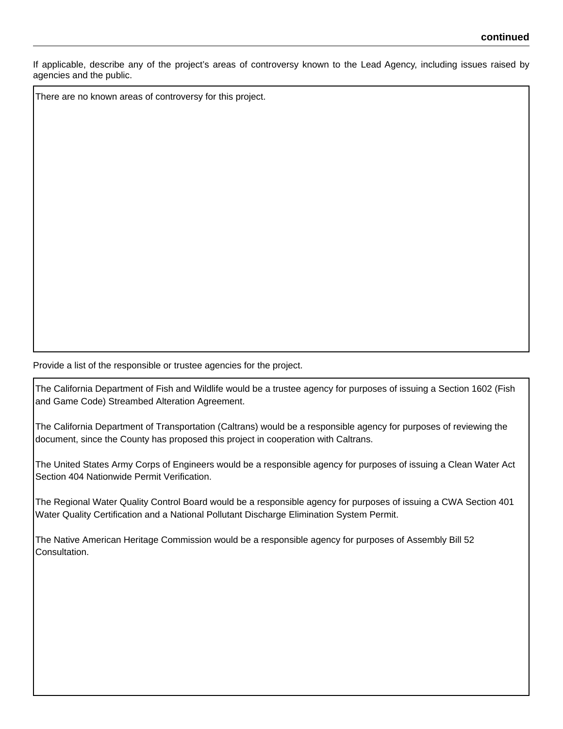**continued**

If applicable, describe any of the project's areas of controversy known to the Lead Agency, including issues raised by agencies and the public.

There are no known areas of controversy for this project.

Provide a list of the responsible or trustee agencies for the project.

The California Department of Fish and Wildlife would be a trustee agency for purposes of issuing a Section 1602 (Fish and Game Code) Streambed Alteration Agreement.

The California Department of Transportation (Caltrans) would be a responsible agency for purposes of reviewing the document, since the County has proposed this project in cooperation with Caltrans.

The United States Army Corps of Engineers would be a responsible agency for purposes of issuing a Clean Water Act Section 404 Nationwide Permit Verification.

The Regional Water Quality Control Board would be a responsible agency for purposes of issuing a CWA Section 401 Water Quality Certification and a National Pollutant Discharge Elimination System Permit.

The Native American Heritage Commission would be a responsible agency for purposes of Assembly Bill 52 Consultation.